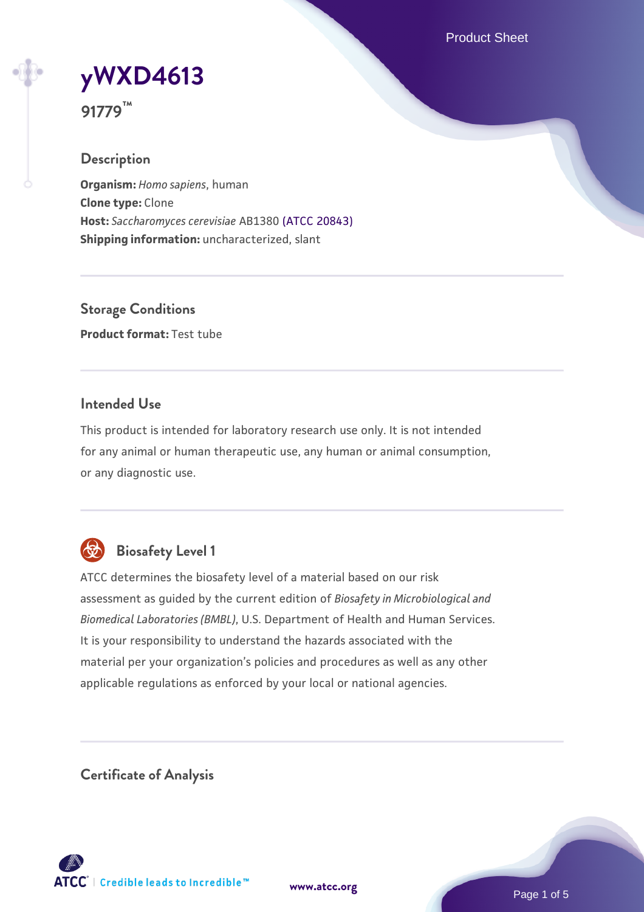# yWXD4613

**91779™**

## Description

**Organism:** *Homo sapiens*, human
**Clone type:** Clone
**Host:** *Saccharomyces cerevisiae* AB1380 (ATCC 20843)
**Shipping information:** uncharacterized, slant

## Storage Conditions

**Product format:** Test tube

## Intended Use

This product is intended for laboratory research use only. It is not intended for any animal or human therapeutic use, any human or animal consumption, or any diagnostic use.

## Biosafety Level 1

ATCC determines the biosafety level of a material based on our risk assessment as guided by the current edition of *Biosafety in Microbiological and Biomedical Laboratories (BMBL)*, U.S. Department of Health and Human Services. It is your responsibility to understand the hazards associated with the material per your organization's policies and procedures as well as any other applicable regulations as enforced by your local or national agencies.

## Certificate of Analysis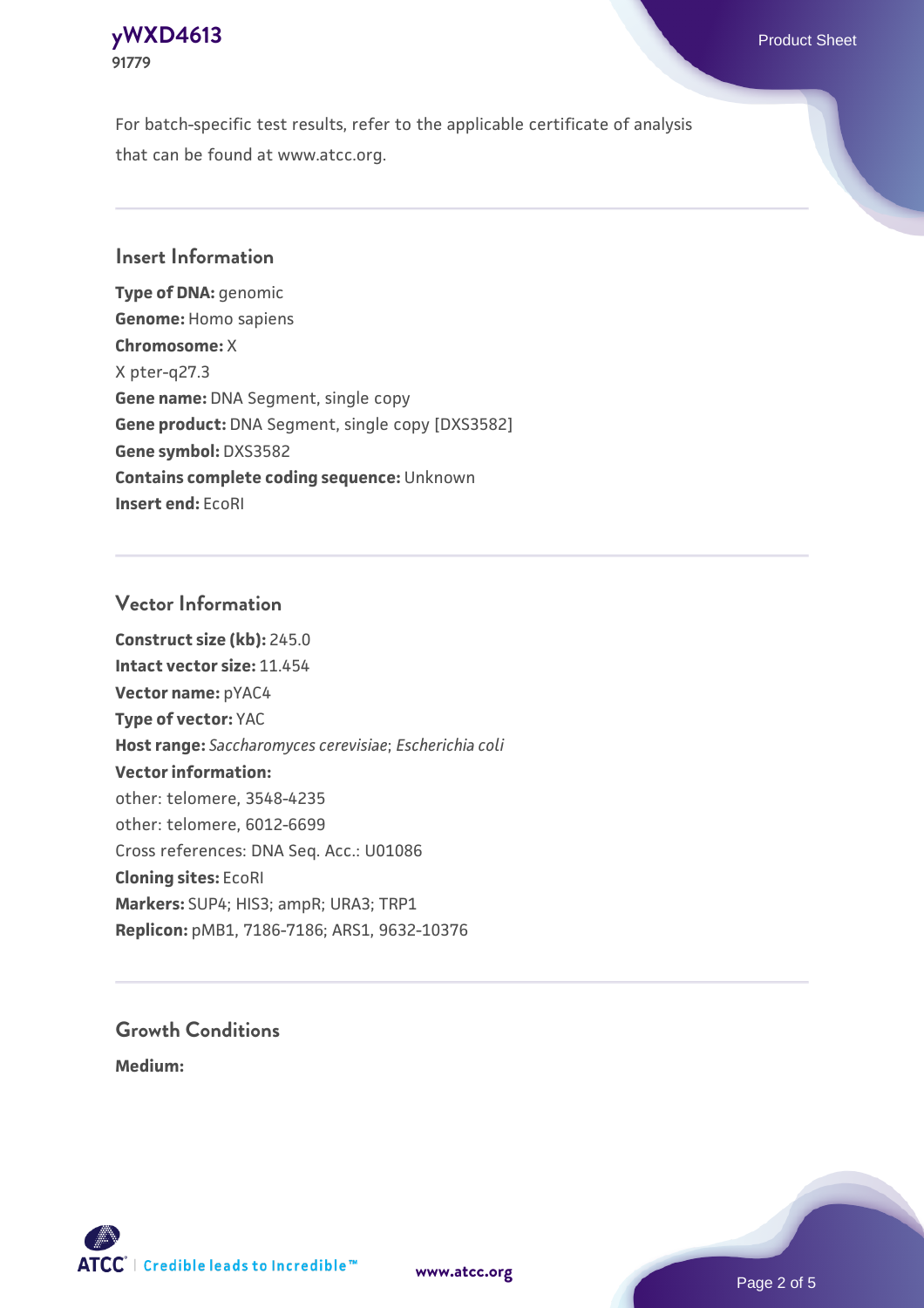For batch-specific test results, refer to the applicable certificate of analysis that can be found at www.atcc.org.

## Insert Information

**Type of DNA:** genomic
**Genome:** Homo sapiens
**Chromosome:** X
X pter-q27.3
**Gene name:** DNA Segment, single copy
**Gene product:** DNA Segment, single copy [DXS3582]
**Gene symbol:** DXS3582
**Contains complete coding sequence:** Unknown
**Insert end:** EcoRI

## Vector Information

**Construct size (kb):** 245.0
**Intact vector size:** 11.454
**Vector name:** pYAC4
**Type of vector:** YAC
**Host range:** *Saccharomyces cerevisiae*; *Escherichia coli*
**Vector information:**
other: telomere, 3548-4235
other: telomere, 6012-6699
Cross references: DNA Seq. Acc.: U01086
**Cloning sites:** EcoRI
**Markers:** SUP4; HIS3; ampR; URA3; TRP1
**Replicon:** pMB1, 7186-7186; ARS1, 9632-10376

## Growth Conditions

**Medium:**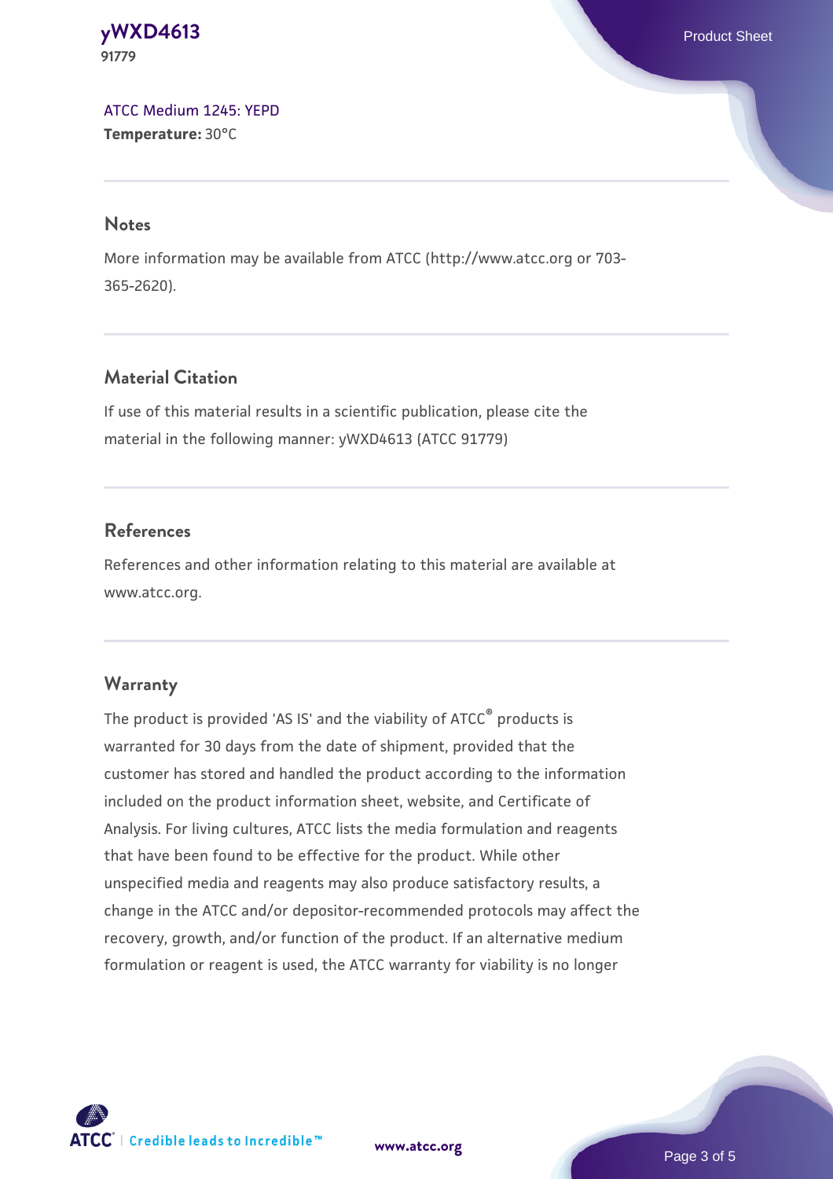ATCC Medium 1245: YEPD
**Temperature:** 30°C

## Notes

More information may be available from ATCC (http://www.atcc.org or 703-365-2620).

## Material Citation

If use of this material results in a scientific publication, please cite the material in the following manner: yWXD4613 (ATCC 91779)

## References

References and other information relating to this material are available at www.atcc.org.

## Warranty

The product is provided 'AS IS' and the viability of ATCC® products is warranted for 30 days from the date of shipment, provided that the customer has stored and handled the product according to the information included on the product information sheet, website, and Certificate of Analysis. For living cultures, ATCC lists the media formulation and reagents that have been found to be effective for the product. While other unspecified media and reagents may also produce satisfactory results, a change in the ATCC and/or depositor-recommended protocols may affect the recovery, growth, and/or function of the product. If an alternative medium formulation or reagent is used, the ATCC warranty for viability is no longer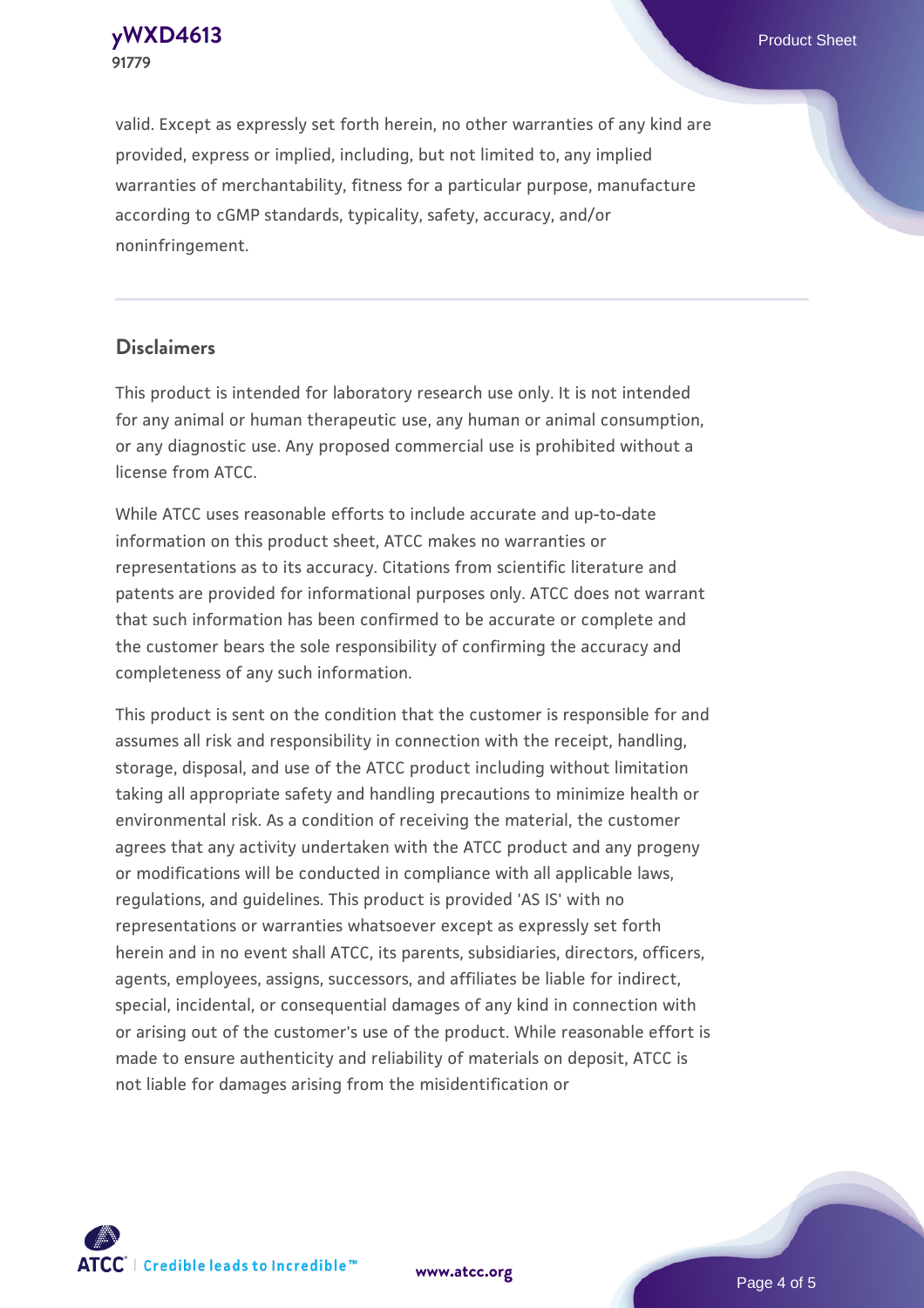valid. Except as expressly set forth herein, no other warranties of any kind are provided, express or implied, including, but not limited to, any implied warranties of merchantability, fitness for a particular purpose, manufacture according to cGMP standards, typicality, safety, accuracy, and/or noninfringement.

## Disclaimers

This product is intended for laboratory research use only. It is not intended for any animal or human therapeutic use, any human or animal consumption, or any diagnostic use. Any proposed commercial use is prohibited without a license from ATCC.

While ATCC uses reasonable efforts to include accurate and up-to-date information on this product sheet, ATCC makes no warranties or representations as to its accuracy. Citations from scientific literature and patents are provided for informational purposes only. ATCC does not warrant that such information has been confirmed to be accurate or complete and the customer bears the sole responsibility of confirming the accuracy and completeness of any such information.

This product is sent on the condition that the customer is responsible for and assumes all risk and responsibility in connection with the receipt, handling, storage, disposal, and use of the ATCC product including without limitation taking all appropriate safety and handling precautions to minimize health or environmental risk. As a condition of receiving the material, the customer agrees that any activity undertaken with the ATCC product and any progeny or modifications will be conducted in compliance with all applicable laws, regulations, and guidelines. This product is provided 'AS IS' with no representations or warranties whatsoever except as expressly set forth herein and in no event shall ATCC, its parents, subsidiaries, directors, officers, agents, employees, assigns, successors, and affiliates be liable for indirect, special, incidental, or consequential damages of any kind in connection with or arising out of the customer's use of the product. While reasonable effort is made to ensure authenticity and reliability of materials on deposit, ATCC is not liable for damages arising from the misidentification or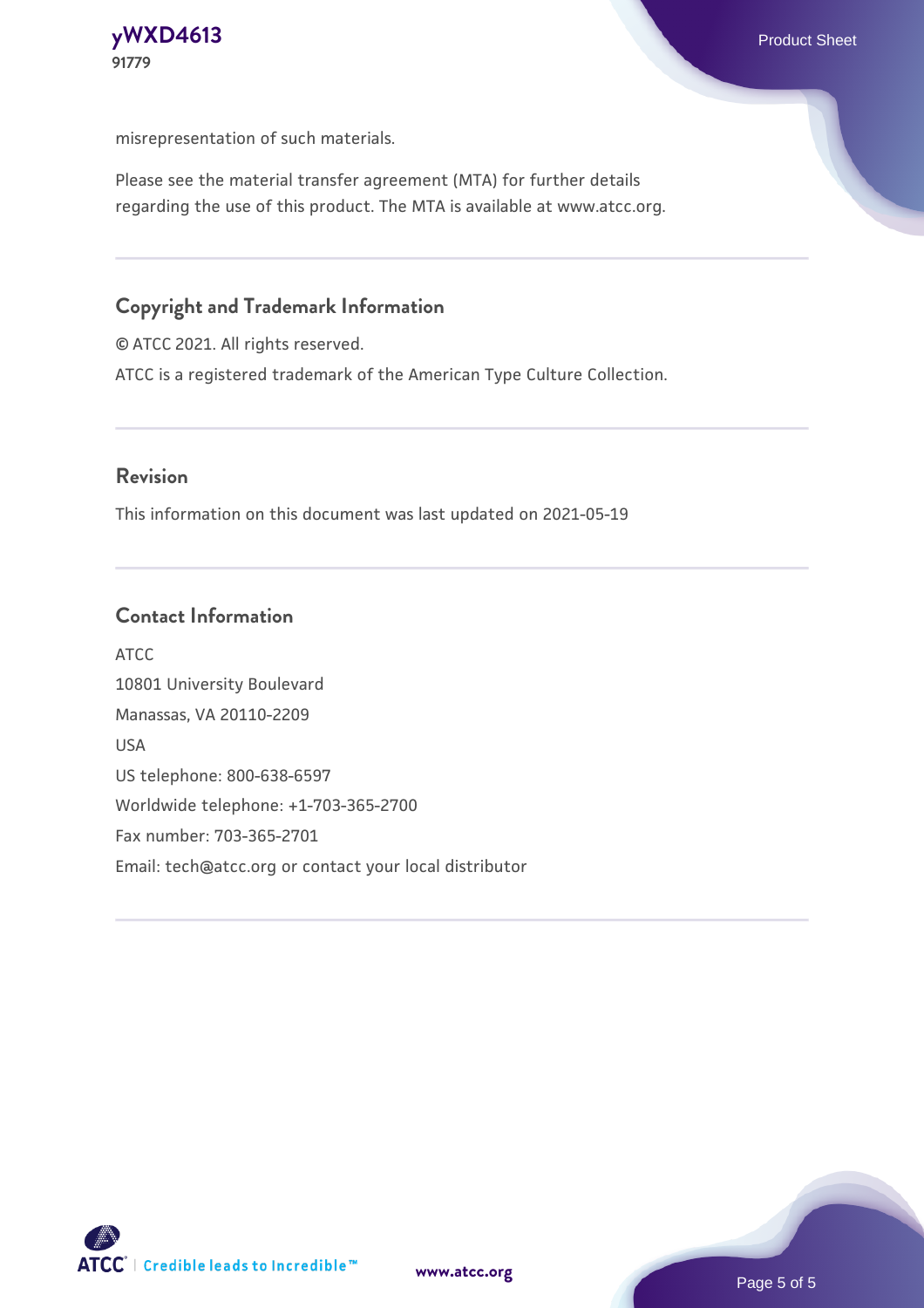misrepresentation of such materials.

Please see the material transfer agreement (MTA) for further details regarding the use of this product. The MTA is available at www.atcc.org.

## Copyright and Trademark Information

© ATCC 2021. All rights reserved.

ATCC is a registered trademark of the American Type Culture Collection.

## Revision

This information on this document was last updated on 2021-05-19

## Contact Information

ATCC
10801 University Boulevard
Manassas, VA 20110-2209
USA
US telephone: 800-638-6597
Worldwide telephone: +1-703-365-2700
Fax number: 703-365-2701
Email: tech@atcc.org or contact your local distributor